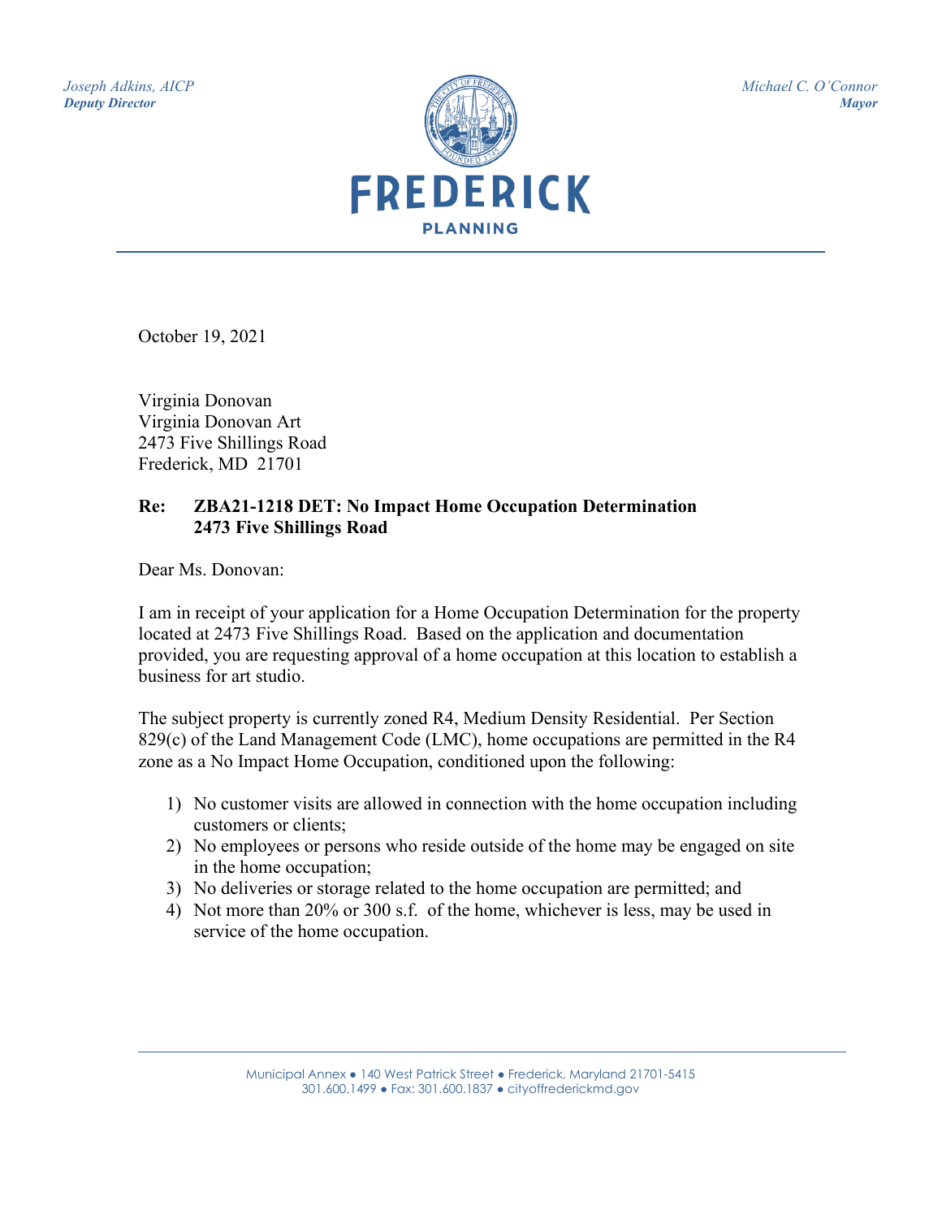*Joseph Adkins, AICP*
***Deputy Director***

**FREDERICK**
**PLANNING**

*Michael C. O'Connor*
***Mayor***

October 19, 2021

Virginia Donovan
Virginia Donovan Art
2473 Five Shillings Road
Frederick, MD 21701

**Re: ZBA21-1218 DET: No Impact Home Occupation Determination**
**2473 Five Shillings Road**

Dear Ms. Donovan:

I am in receipt of your application for a Home Occupation Determination for the property located at 2473 Five Shillings Road. Based on the application and documentation provided, you are requesting approval of a home occupation at this location to establish a business for art studio.

The subject property is currently zoned R4, Medium Density Residential. Per Section 829(c) of the Land Management Code (LMC), home occupations are permitted in the R4 zone as a No Impact Home Occupation, conditioned upon the following:

1) No customer visits are allowed in connection with the home occupation including customers or clients;
2) No employees or persons who reside outside of the home may be engaged on site in the home occupation;
3) No deliveries or storage related to the home occupation are permitted; and
4) Not more than 20% or 300 s.f. of the home, whichever is less, may be used in service of the home occupation.

Municipal Annex ● 140 West Patrick Street ● Frederick, Maryland 21701-5415
301.600.1499 ● Fax: 301.600.1837 ● cityoffrederickmd.gov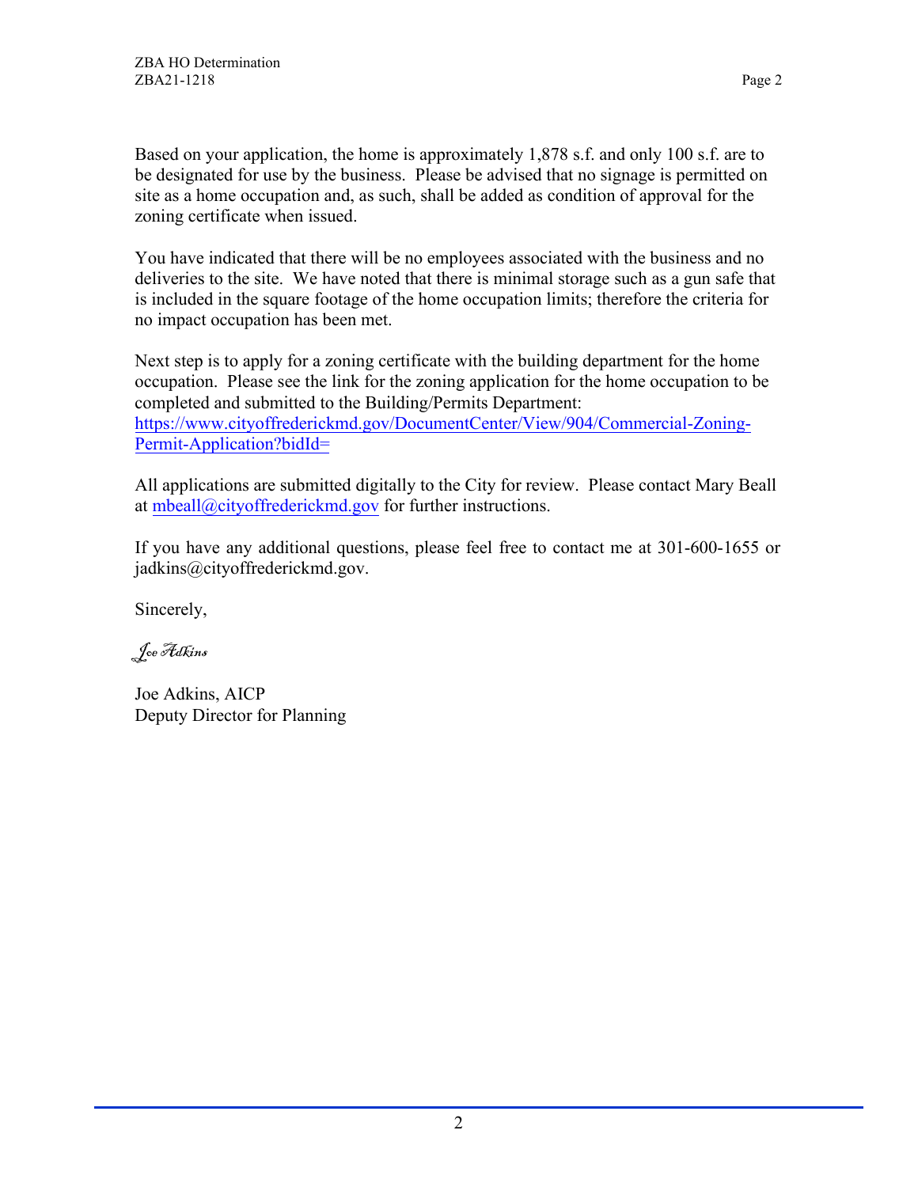Based on your application, the home is approximately 1,878 s.f. and only 100 s.f. are to be designated for use by the business. Please be advised that no signage is permitted on site as a home occupation and, as such, shall be added as condition of approval for the zoning certificate when issued.

You have indicated that there will be no employees associated with the business and no deliveries to the site. We have noted that there is minimal storage such as a gun safe that is included in the square footage of the home occupation limits; therefore the criteria for no impact occupation has been met.

Next step is to apply for a zoning certificate with the building department for the home occupation. Please see the link for the zoning application for the home occupation to be completed and submitted to the Building/Permits Department:
https://www.cityoffrederickmd.gov/DocumentCenter/View/904/Commercial-Zoning-Permit-Application?bidId=

All applications are submitted digitally to the City for review. Please contact Mary Beall at mbeall@cityoffrederickmd.gov for further instructions.

If you have any additional questions, please feel free to contact me at 301-600-1655 or jadkins@cityoffrederickmd.gov.

Sincerely,

*Joe Adkins*

Joe Adkins, AICP
Deputy Director for Planning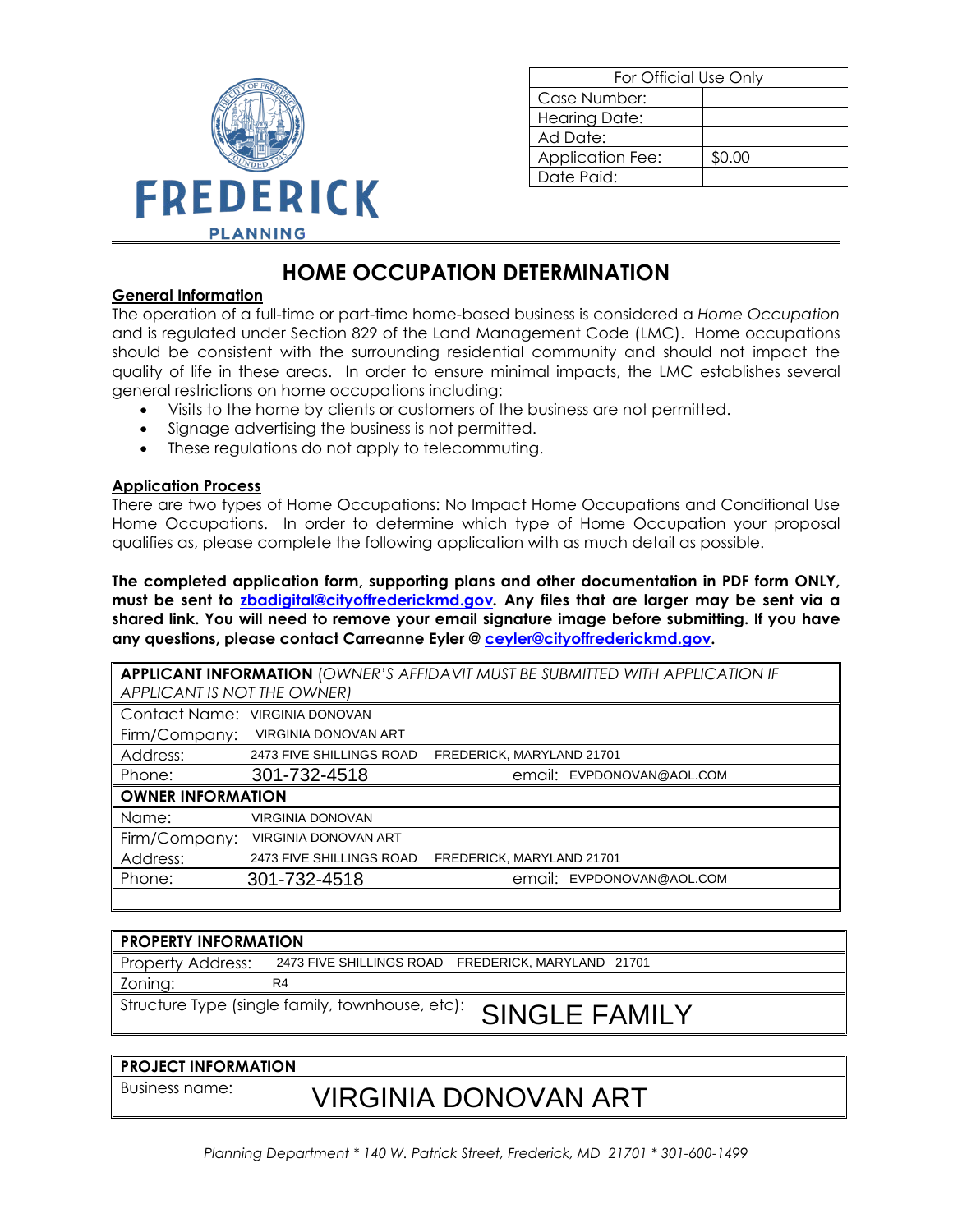FREDERICK

PLANNING

| For Official Use Only | |
|---|---|
| Case Number: | |
| Hearing Date: | |
| Ad Date: | |
| Application Fee: | $0.00 |
| Date Paid: | |

# HOME OCCUPATION DETERMINATION

**General Information**

The operation of a full-time or part-time home-based business is considered a *Home Occupation* and is regulated under Section 829 of the Land Management Code (LMC). Home occupations should be consistent with the surrounding residential community and should not impact the quality of life in these areas. In order to ensure minimal impacts, the LMC establishes several general restrictions on home occupations including:

- Visits to the home by clients or customers of the business are not permitted.
- Signage advertising the business is not permitted.
- These regulations do not apply to telecommuting.

**Application Process**

There are two types of Home Occupations: No Impact Home Occupations and Conditional Use Home Occupations. In order to determine which type of Home Occupation your proposal qualifies as, please complete the following application with as much detail as possible.

**The completed application form, supporting plans and other documentation in PDF form ONLY, must be sent to zbadigital@cityoffrederickmd.gov. Any files that are larger may be sent via a shared link. You will need to remove your email signature image before submitting. If you have any questions, please contact Carreanne Eyler @ ceyler@cityoffrederickmd.gov.**

| **APPLICANT INFORMATION** *(OWNER'S AFFIDAVIT MUST BE SUBMITTED WITH APPLICATION IF APPLICANT IS NOT THE OWNER)* | | | |
|---|---|---|---|
| Contact Name: | VIRGINIA DONOVAN | | |
| Firm/Company: | VIRGINIA DONOVAN ART | | |
| Address: | 2473 FIVE SHILLINGS ROAD FREDERICK, MARYLAND 21701 | | |
| Phone: | 301-732-4518 | email: | EVPDONOVAN@AOL.COM |
| **OWNER INFORMATION** | | | |
| Name: | VIRGINIA DONOVAN | | |
| Firm/Company: | VIRGINIA DONOVAN ART | | |
| Address: | 2473 FIVE SHILLINGS ROAD FREDERICK, MARYLAND 21701 | | |
| Phone: | 301-732-4518 | email: | EVPDONOVAN@AOL.COM |

| **PROPERTY INFORMATION** | |
|---|---|
| Property Address: | 2473 FIVE SHILLINGS ROAD FREDERICK, MARYLAND 21701 |
| Zoning: | R4 |
| Structure Type (single family, townhouse, etc): | SINGLE FAMILY |

| **PROJECT INFORMATION** | |
|---|---|
| Business name: | VIRGINIA DONOVAN ART |

*Planning Department * 140 W. Patrick Street, Frederick, MD 21701 * 301-600-1499*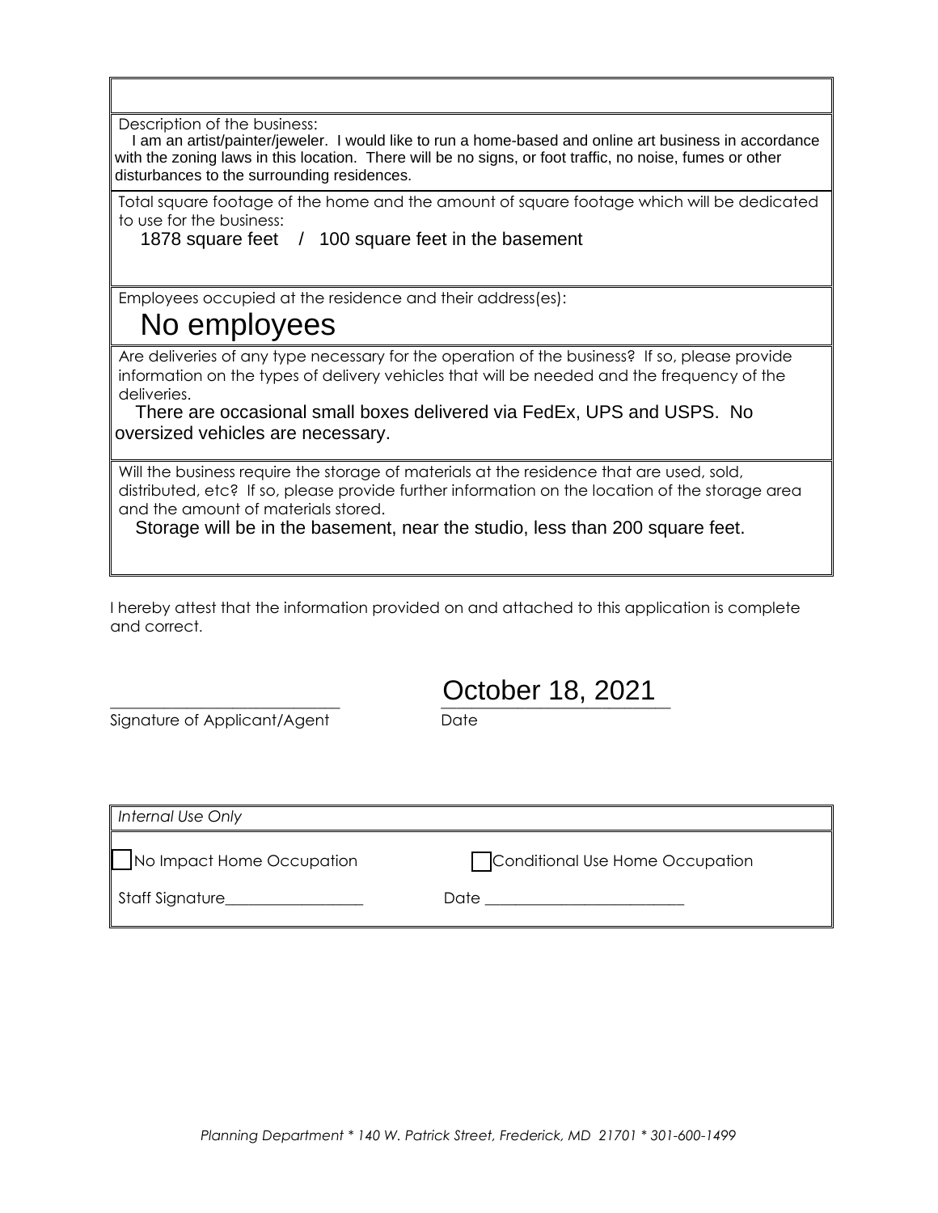Description of the business:

I am an artist/painter/jeweler. I would like to run a home-based and online art business in accordance with the zoning laws in this location. There will be no signs, or foot traffic, no noise, fumes or other disturbances to the surrounding residences.

Total square footage of the home and the amount of square footage which will be dedicated to use for the business:

1878 square feet / 100 square feet in the basement

Employees occupied at the residence and their address(es):

No employees

Are deliveries of any type necessary for the operation of the business? If so, please provide information on the types of delivery vehicles that will be needed and the frequency of the deliveries.

There are occasional small boxes delivered via FedEx, UPS and USPS. No oversized vehicles are necessary.

Will the business require the storage of materials at the residence that are used, sold, distributed, etc? If so, please provide further information on the location of the storage area and the amount of materials stored.

Storage will be in the basement, near the studio, less than 200 square feet.

I hereby attest that the information provided on and attached to this application is complete and correct.

_____________________________ October 18, 2021

Signature of Applicant/Agent Date

*Internal Use Only*

☐ No Impact Home Occupation ☐ Conditional Use Home Occupation

Staff Signature_________________ Date _________________________

*Planning Department * 140 W. Patrick Street, Frederick, MD 21701 * 301-600-1499*